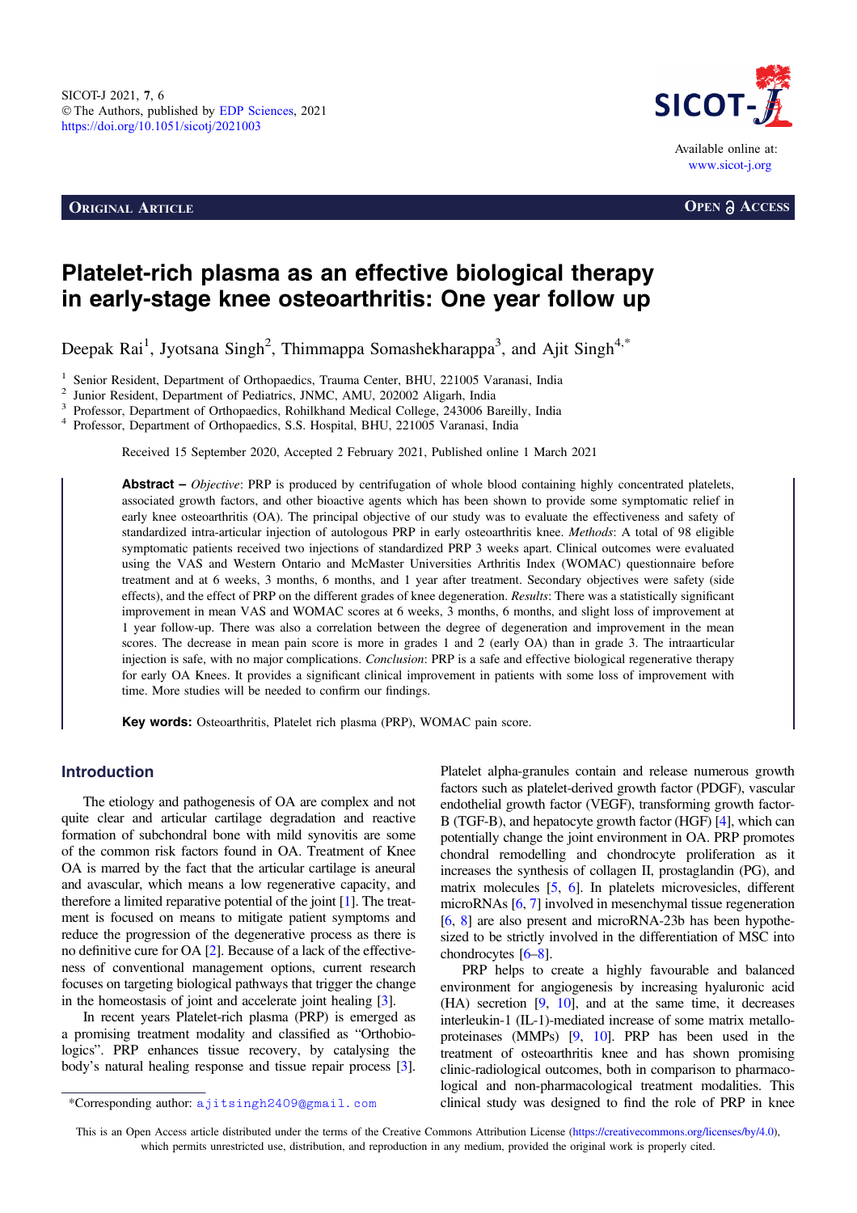ORIGINAL ARTICLE

OPEN ACCESS

# Platelet-rich plasma as an effective biological therapy in early-stage knee osteoarthritis: One year follow up

Deepak Rai[1], Jyotsana Singh[2], Thimmappa Somashekharappa[3], and Ajit Singh[4,*]

[1] Senior Resident, Department of Orthopaedics, Trauma Center, BHU, 221005 Varanasi, India
[2] Junior Resident, Department of Pediatrics, JNMC, AMU, 202002 Aligarh, India
[3] Professor, Department of Orthopaedics, Rohilkhand Medical College, 243006 Bareilly, India
[4] Professor, Department of Orthopaedics, S.S. Hospital, BHU, 221005 Varanasi, India

Received 15 September 2020, Accepted 2 February 2021, Published online 1 March 2021

**Abstract** – *Objective*: PRP is produced by centrifugation of whole blood containing highly concentrated platelets, associated growth factors, and other bioactive agents which has been shown to provide some symptomatic relief in early knee osteoarthritis (OA). The principal objective of our study was to evaluate the effectiveness and safety of standardized intra-articular injection of autologous PRP in early osteoarthritis knee. *Methods*: A total of 98 eligible symptomatic patients received two injections of standardized PRP 3 weeks apart. Clinical outcomes were evaluated using the VAS and Western Ontario and McMaster Universities Arthritis Index (WOMAC) questionnaire before treatment and at 6 weeks, 3 months, 6 months, and 1 year after treatment. Secondary objectives were safety (side effects), and the effect of PRP on the different grades of knee degeneration. *Results*: There was a statistically significant improvement in mean VAS and WOMAC scores at 6 weeks, 3 months, 6 months, and slight loss of improvement at 1 year follow-up. There was also a correlation between the degree of degeneration and improvement in the mean scores. The decrease in mean pain score is more in grades 1 and 2 (early OA) than in grade 3. The intraarticular injection is safe, with no major complications. *Conclusion*: PRP is a safe and effective biological regenerative therapy for early OA Knees. It provides a significant clinical improvement in patients with some loss of improvement with time. More studies will be needed to confirm our findings.

**Key words:** Osteoarthritis, Platelet rich plasma (PRP), WOMAC pain score.

## Introduction

The etiology and pathogenesis of OA are complex and not quite clear and articular cartilage degradation and reactive formation of subchondral bone with mild synovitis are some of the common risk factors found in OA. Treatment of Knee OA is marred by the fact that the articular cartilage is aneural and avascular, which means a low regenerative capacity, and therefore a limited reparative potential of the joint [1]. The treatment is focused on means to mitigate patient symptoms and reduce the progression of the degenerative process as there is no definitive cure for OA [2]. Because of a lack of the effectiveness of conventional management options, current research focuses on targeting biological pathways that trigger the change in the homeostasis of joint and accelerate joint healing [3].

In recent years Platelet-rich plasma (PRP) is emerged as a promising treatment modality and classified as "Orthobiologics". PRP enhances tissue recovery, by catalysing the body's natural healing response and tissue repair process [3]. Platelet alpha-granules contain and release numerous growth factors such as platelet-derived growth factor (PDGF), vascular endothelial growth factor (VEGF), transforming growth factor-B (TGF-B), and hepatocyte growth factor (HGF) [4], which can potentially change the joint environment in OA. PRP promotes chondral remodelling and chondrocyte proliferation as it increases the synthesis of collagen II, prostaglandin (PG), and matrix molecules [5, 6]. In platelets microvesicles, different microRNAs [6, 7] involved in mesenchymal tissue regeneration [6, 8] are also present and microRNA-23b has been hypothesized to be strictly involved in the differentiation of MSC into chondrocytes [6–8].

PRP helps to create a highly favourable and balanced environment for angiogenesis by increasing hyaluronic acid (HA) secretion [9, 10], and at the same time, it decreases interleukin-1 (IL-1)-mediated increase of some matrix metalloproteinases (MMPs) [9, 10]. PRP has been used in the treatment of osteoarthritis knee and has shown promising clinic-radiological outcomes, both in comparison to pharmacological and non-pharmacological treatment modalities. This clinical study was designed to find the role of PRP in knee

*Corresponding author: ajitsingh2409@gmail.com

This is an Open Access article distributed under the terms of the Creative Commons Attribution License (https://creativecommons.org/licenses/by/4.0), which permits unrestricted use, distribution, and reproduction in any medium, provided the original work is properly cited.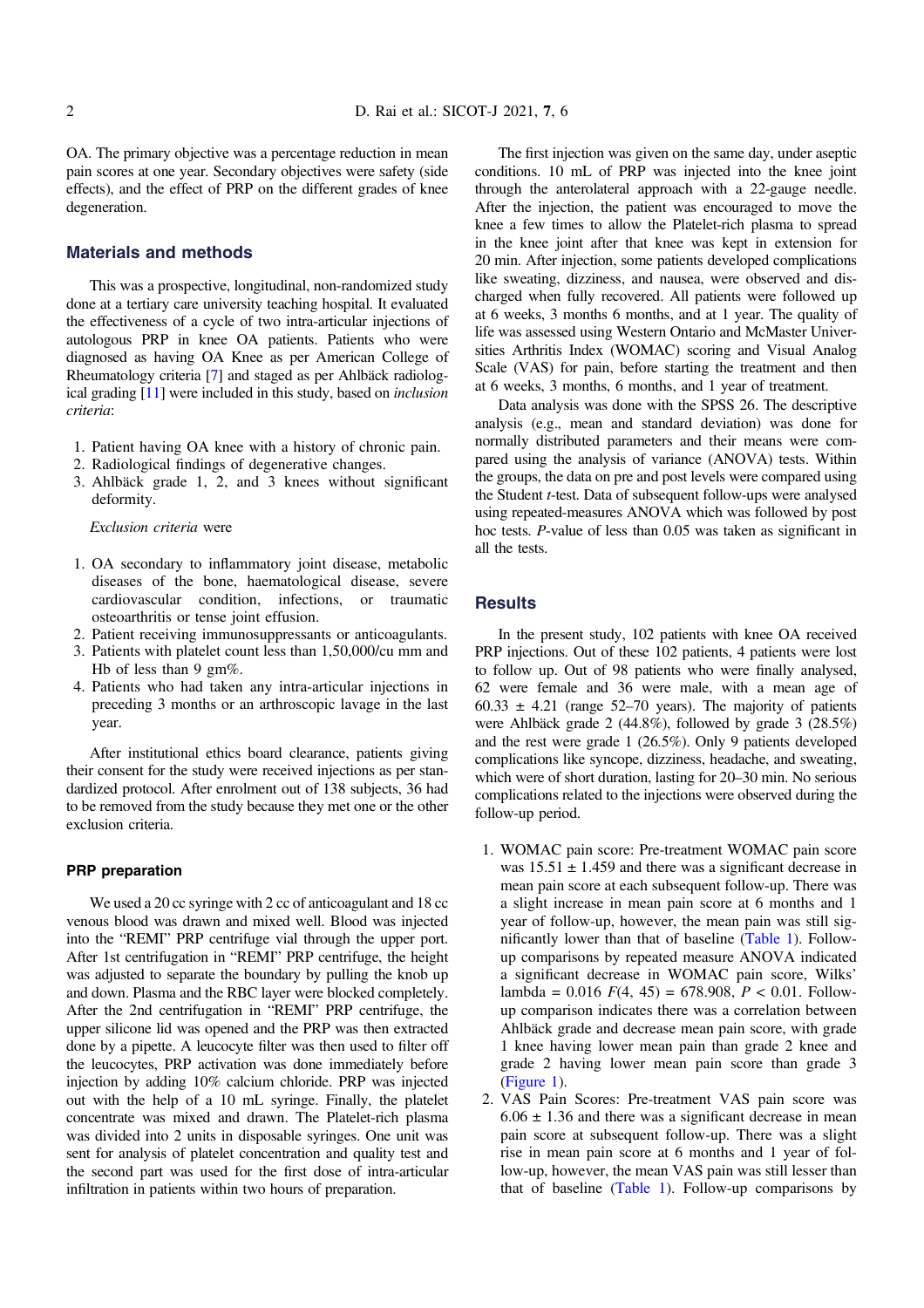OA. The primary objective was a percentage reduction in mean pain scores at one year. Secondary objectives were safety (side effects), and the effect of PRP on the different grades of knee degeneration.

## Materials and methods

This was a prospective, longitudinal, non-randomized study done at a tertiary care university teaching hospital. It evaluated the effectiveness of a cycle of two intra-articular injections of autologous PRP in knee OA patients. Patients who were diagnosed as having OA Knee as per American College of Rheumatology criteria [7] and staged as per Ahlbäck radiological grading [11] were included in this study, based on *inclusion criteria*:

1. Patient having OA knee with a history of chronic pain.
2. Radiological findings of degenerative changes.
3. Ahlbäck grade 1, 2, and 3 knees without significant deformity.

*Exclusion criteria* were

1. OA secondary to inflammatory joint disease, metabolic diseases of the bone, haematological disease, severe cardiovascular condition, infections, or traumatic osteoarthritis or tense joint effusion.
2. Patient receiving immunosuppressants or anticoagulants.
3. Patients with platelet count less than 1,50,000/cu mm and Hb of less than 9 gm%.
4. Patients who had taken any intra-articular injections in preceding 3 months or an arthroscopic lavage in the last year.

After institutional ethics board clearance, patients giving their consent for the study were received injections as per standardized protocol. After enrolment out of 138 subjects, 36 had to be removed from the study because they met one or the other exclusion criteria.

### PRP preparation

We used a 20 cc syringe with 2 cc of anticoagulant and 18 cc venous blood was drawn and mixed well. Blood was injected into the "REMI" PRP centrifuge vial through the upper port. After 1st centrifugation in "REMI" PRP centrifuge, the height was adjusted to separate the boundary by pulling the knob up and down. Plasma and the RBC layer were blocked completely. After the 2nd centrifugation in "REMI" PRP centrifuge, the upper silicone lid was opened and the PRP was then extracted done by a pipette. A leucocyte filter was then used to filter off the leucocytes, PRP activation was done immediately before injection by adding 10% calcium chloride. PRP was injected out with the help of a 10 mL syringe. Finally, the platelet concentrate was mixed and drawn. The Platelet-rich plasma was divided into 2 units in disposable syringes. One unit was sent for analysis of platelet concentration and quality test and the second part was used for the first dose of intra-articular infiltration in patients within two hours of preparation.

The first injection was given on the same day, under aseptic conditions. 10 mL of PRP was injected into the knee joint through the anterolateral approach with a 22-gauge needle. After the injection, the patient was encouraged to move the knee a few times to allow the Platelet-rich plasma to spread in the knee joint after that knee was kept in extension for 20 min. After injection, some patients developed complications like sweating, dizziness, and nausea, were observed and discharged when fully recovered. All patients were followed up at 6 weeks, 3 months 6 months, and at 1 year. The quality of life was assessed using Western Ontario and McMaster Universities Arthritis Index (WOMAC) scoring and Visual Analog Scale (VAS) for pain, before starting the treatment and then at 6 weeks, 3 months, 6 months, and 1 year of treatment.

Data analysis was done with the SPSS 26. The descriptive analysis (e.g., mean and standard deviation) was done for normally distributed parameters and their means were compared using the analysis of variance (ANOVA) tests. Within the groups, the data on pre and post levels were compared using the Student *t*-test. Data of subsequent follow-ups were analysed using repeated-measures ANOVA which was followed by post hoc tests. *P*-value of less than 0.05 was taken as significant in all the tests.

## Results

In the present study, 102 patients with knee OA received PRP injections. Out of these 102 patients, 4 patients were lost to follow up. Out of 98 patients who were finally analysed, 62 were female and 36 were male, with a mean age of $60.33 \pm 4.21$ (range 52–70 years). The majority of patients were Ahlbäck grade 2 (44.8%), followed by grade 3 (28.5%) and the rest were grade 1 (26.5%). Only 9 patients developed complications like syncope, dizziness, headache, and sweating, which were of short duration, lasting for 20–30 min. No serious complications related to the injections were observed during the follow-up period.

1. WOMAC pain score: Pre-treatment WOMAC pain score was $15.51 \pm 1.459$ and there was a significant decrease in mean pain score at each subsequent follow-up. There was a slight increase in mean pain score at 6 months and 1 year of follow-up, however, the mean pain was still significantly lower than that of baseline (Table 1). Follow-up comparisons by repeated measure ANOVA indicated a significant decrease in WOMAC pain score, Wilks' lambda = 0.016 $F(4, 45) = 678.908$, $P < 0.01$. Follow-up comparison indicates there was a correlation between Ahlbäck grade and decrease mean pain score, with grade 1 knee having lower mean pain than grade 2 knee and grade 2 having lower mean pain score than grade 3 (Figure 1).
2. VAS Pain Scores: Pre-treatment VAS pain score was $6.06 \pm 1.36$ and there was a significant decrease in mean pain score at subsequent follow-up. There was a slight rise in mean pain score at 6 months and 1 year of follow-up, however, the mean VAS pain was still lesser than that of baseline (Table 1). Follow-up comparisons by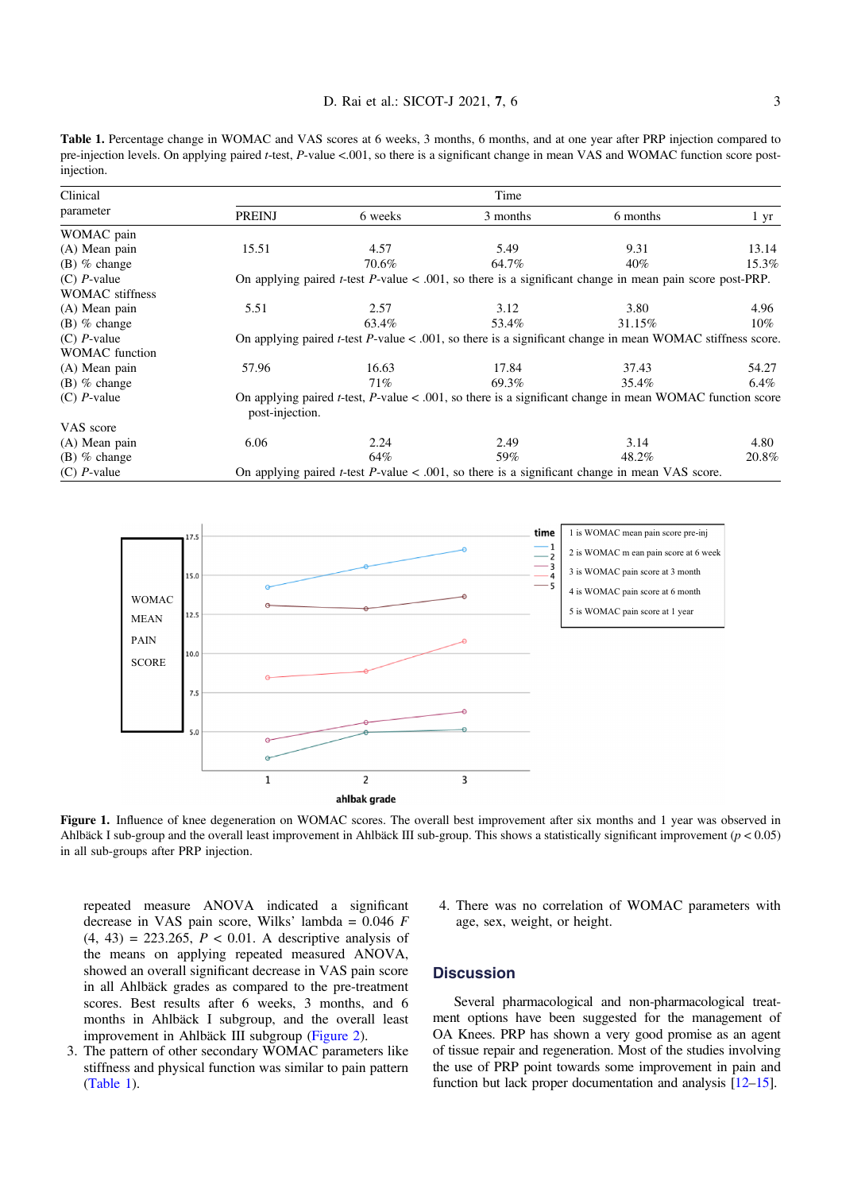**Table 1.** Percentage change in WOMAC and VAS scores at 6 weeks, 3 months, 6 months, and at one year after PRP injection compared to pre-injection levels. On applying paired *t*-test, *P*-value <.001, so there is a significant change in mean VAS and WOMAC function score post-injection.

| Clinical parameter | Time | | | | |
|---|---|---|---|---|---|
| | PREINJ | 6 weeks | 3 months | 6 months | 1 yr |
| WOMAC pain | | | | | |
| (A) Mean pain | 15.51 | 4.57 | 5.49 | 9.31 | 13.14 |
| (B) % change | | 70.6% | 64.7% | 40% | 15.3% |
| (C) *P*-value | On applying paired *t*-test *P*-value < .001, so there is a significant change in mean pain score post-PRP. | | | | |
| WOMAC stiffness | | | | | |
| (A) Mean pain | 5.51 | 2.57 | 3.12 | 3.80 | 4.96 |
| (B) % change | | 63.4% | 53.4% | 31.15% | 10% |
| (C) *P*-value | On applying paired *t*-test *P*-value < .001, so there is a significant change in mean WOMAC stiffness score. | | | | |
| WOMAC function | | | | | |
| (A) Mean pain | 57.96 | 16.63 | 17.84 | 37.43 | 54.27 |
| (B) % change | | 71% | 69.3% | 35.4% | 6.4% |
| (C) *P*-value | On applying paired *t*-test, *P*-value < .001, so there is a significant change in mean WOMAC function score post-injection. | | | | |
| VAS score | | | | | |
| (A) Mean pain | 6.06 | 2.24 | 2.49 | 3.14 | 4.80 |
| (B) % change | | 64% | 59% | 48.2% | 20.8% |
| (C) *P*-value | On applying paired *t*-test *P*-value < .001, so there is a significant change in mean VAS score. | | | | |

**Figure 1.** Influence of knee degeneration on WOMAC scores. The overall best improvement after six months and 1 year was observed in Ahlbäck I sub-group and the overall least improvement in Ahlbäck III sub-group. This shows a statistically significant improvement ($p < 0.05$) in all sub-groups after PRP injection.

repeated measure ANOVA indicated a significant decrease in VAS pain score, Wilks' lambda = 0.046 $F$ (4, 43) = 223.265, $P < 0.01$. A descriptive analysis of the means on applying repeated measured ANOVA, showed an overall significant decrease in VAS pain score in all Ahlbäck grades as compared to the pre-treatment scores. Best results after 6 weeks, 3 months, and 6 months in Ahlbäck I subgroup, and the overall least improvement in Ahlbäck III subgroup (Figure 2).

3. The pattern of other secondary WOMAC parameters like stiffness and physical function was similar to pain pattern (Table 1).
4. There was no correlation of WOMAC parameters with age, sex, weight, or height.

## Discussion

Several pharmacological and non-pharmacological treatment options have been suggested for the management of OA Knees. PRP has shown a very good promise as an agent of tissue repair and regeneration. Most of the studies involving the use of PRP point towards some improvement in pain and function but lack proper documentation and analysis [12–15].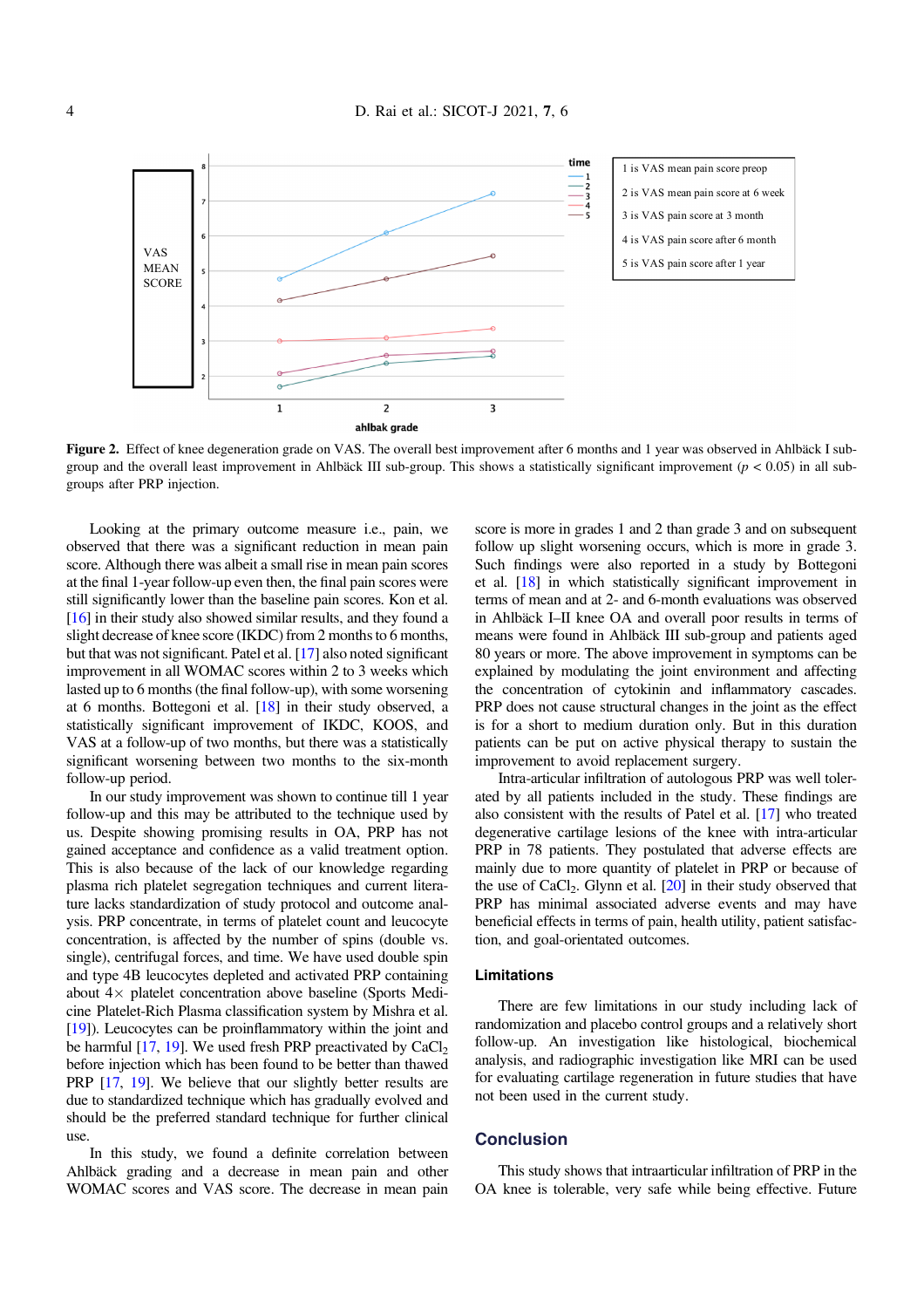Figure 2. Effect of knee degeneration grade on VAS. The overall best improvement after 6 months and 1 year was observed in Ahlbäck I subgroup and the overall least improvement in Ahlbäck III sub-group. This shows a statistically significant improvement ($p < 0.05$) in all subgroups after PRP injection.

Looking at the primary outcome measure i.e., pain, we observed that there was a significant reduction in mean pain score. Although there was albeit a small rise in mean pain scores at the final 1-year follow-up even then, the final pain scores were still significantly lower than the baseline pain scores. Kon et al. [16] in their study also showed similar results, and they found a slight decrease of knee score (IKDC) from 2 months to 6 months, but that was not significant. Patel et al. [17] also noted significant improvement in all WOMAC scores within 2 to 3 weeks which lasted up to 6 months (the final follow-up), with some worsening at 6 months. Bottegoni et al. [18] in their study observed, a statistically significant improvement of IKDC, KOOS, and VAS at a follow-up of two months, but there was a statistically significant worsening between two months to the six-month follow-up period.

In our study improvement was shown to continue till 1 year follow-up and this may be attributed to the technique used by us. Despite showing promising results in OA, PRP has not gained acceptance and confidence as a valid treatment option. This is also because of the lack of our knowledge regarding plasma rich platelet segregation techniques and current literature lacks standardization of study protocol and outcome analysis. PRP concentrate, in terms of platelet count and leucocyte concentration, is affected by the number of spins (double vs. single), centrifugal forces, and time. We have used double spin and type 4B leucocytes depleted and activated PRP containing about 4× platelet concentration above baseline (Sports Medicine Platelet-Rich Plasma classification system by Mishra et al. [19]). Leucocytes can be proinflammatory within the joint and be harmful [17, 19]. We used fresh PRP preactivated by $CaCl_2$ before injection which has been found to be better than thawed PRP [17, 19]. We believe that our slightly better results are due to standardized technique which has gradually evolved and should be the preferred standard technique for further clinical use.

In this study, we found a definite correlation between Ahlbäck grading and a decrease in mean pain and other WOMAC scores and VAS score. The decrease in mean pain score is more in grades 1 and 2 than grade 3 and on subsequent follow up slight worsening occurs, which is more in grade 3. Such findings were also reported in a study by Bottegoni et al. [18] in which statistically significant improvement in terms of mean and at 2- and 6-month evaluations was observed in Ahlbäck I–II knee OA and overall poor results in terms of means were found in Ahlbäck III sub-group and patients aged 80 years or more. The above improvement in symptoms can be explained by modulating the joint environment and affecting the concentration of cytokinin and inflammatory cascades. PRP does not cause structural changes in the joint as the effect is for a short to medium duration only. But in this duration patients can be put on active physical therapy to sustain the improvement to avoid replacement surgery.

Intra-articular infiltration of autologous PRP was well tolerated by all patients included in the study. These findings are also consistent with the results of Patel et al. [17] who treated degenerative cartilage lesions of the knee with intra-articular PRP in 78 patients. They postulated that adverse effects are mainly due to more quantity of platelet in PRP or because of the use of $CaCl_2$. Glynn et al. [20] in their study observed that PRP has minimal associated adverse events and may have beneficial effects in terms of pain, health utility, patient satisfaction, and goal-orientated outcomes.

## Limitations

There are few limitations in our study including lack of randomization and placebo control groups and a relatively short follow-up. An investigation like histological, biochemical analysis, and radiographic investigation like MRI can be used for evaluating cartilage regeneration in future studies that have not been used in the current study.

## Conclusion

This study shows that intraarticular infiltration of PRP in the OA knee is tolerable, very safe while being effective. Future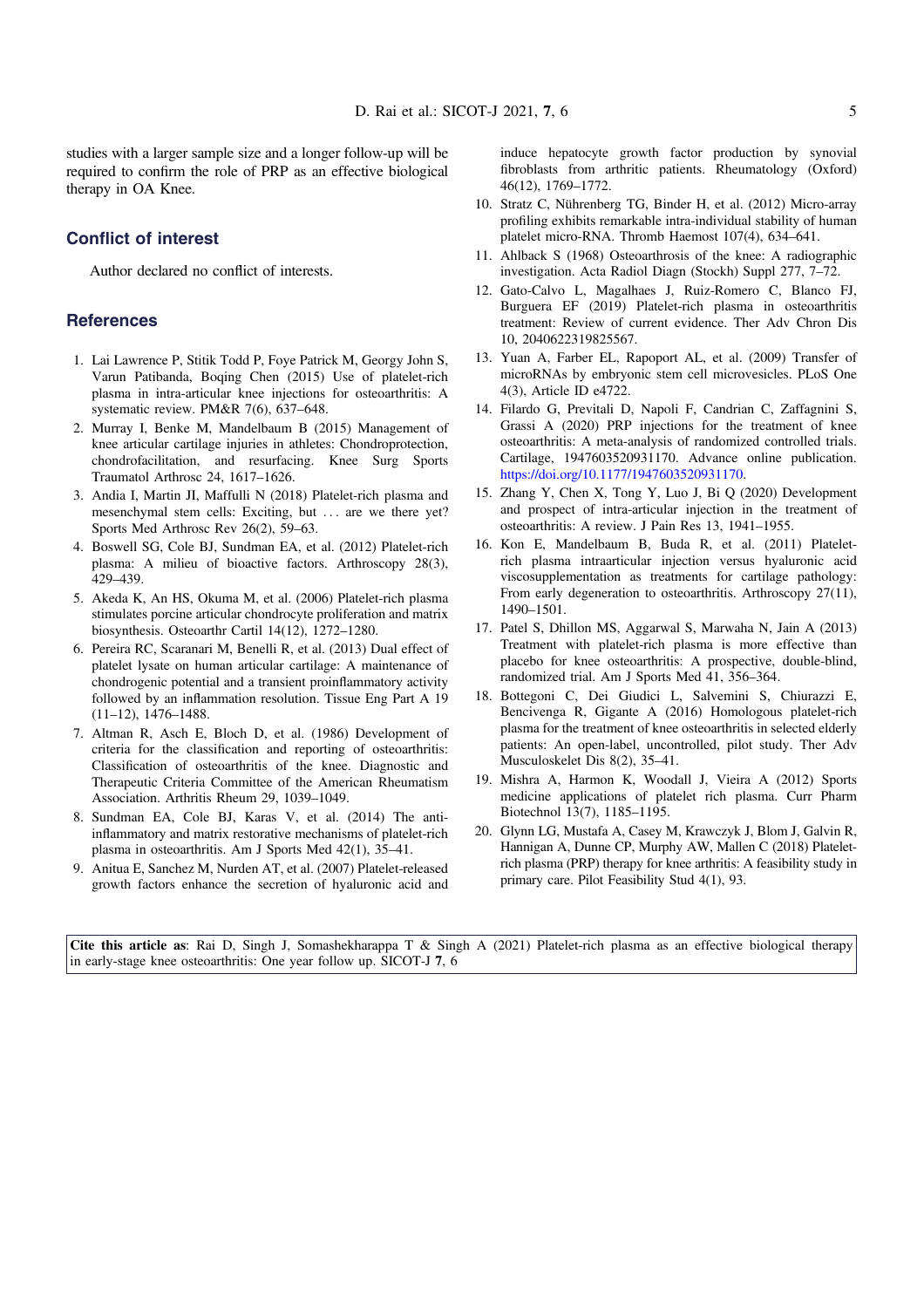studies with a larger sample size and a longer follow-up will be required to confirm the role of PRP as an effective biological therapy in OA Knee.

## Conflict of interest

Author declared no conflict of interests.

## References

1. Lai Lawrence P, Stitik Todd P, Foye Patrick M, Georgy John S, Varun Patibanda, Boqing Chen (2015) Use of platelet-rich plasma in intra-articular knee injections for osteoarthritis: A systematic review. PM&R 7(6), 637–648.
2. Murray I, Benke M, Mandelbaum B (2015) Management of knee articular cartilage injuries in athletes: Chondroprotection, chondrofacilitation, and resurfacing. Knee Surg Sports Traumatol Arthrosc 24, 1617–1626.
3. Andia I, Martin JI, Maffulli N (2018) Platelet-rich plasma and mesenchymal stem cells: Exciting, but ... are we there yet? Sports Med Arthrosc Rev 26(2), 59–63.
4. Boswell SG, Cole BJ, Sundman EA, et al. (2012) Platelet-rich plasma: A milieu of bioactive factors. Arthroscopy 28(3), 429–439.
5. Akeda K, An HS, Okuma M, et al. (2006) Platelet-rich plasma stimulates porcine articular chondrocyte proliferation and matrix biosynthesis. Osteoarthr Cartil 14(12), 1272–1280.
6. Pereira RC, Scaranari M, Benelli R, et al. (2013) Dual effect of platelet lysate on human articular cartilage: A maintenance of chondrogenic potential and a transient proinflammatory activity followed by an inflammation resolution. Tissue Eng Part A 19 (11–12), 1476–1488.
7. Altman R, Asch E, Bloch D, et al. (1986) Development of criteria for the classification and reporting of osteoarthritis: Classification of osteoarthritis of the knee. Diagnostic and Therapeutic Criteria Committee of the American Rheumatism Association. Arthritis Rheum 29, 1039–1049.
8. Sundman EA, Cole BJ, Karas V, et al. (2014) The anti-inflammatory and matrix restorative mechanisms of platelet-rich plasma in osteoarthritis. Am J Sports Med 42(1), 35–41.
9. Anitua E, Sanchez M, Nurden AT, et al. (2007) Platelet-released growth factors enhance the secretion of hyaluronic acid and induce hepatocyte growth factor production by synovial fibroblasts from arthritic patients. Rheumatology (Oxford) 46(12), 1769–1772.
10. Stratz C, Nührenberg TG, Binder H, et al. (2012) Micro-array profiling exhibits remarkable intra-individual stability of human platelet micro-RNA. Thromb Haemost 107(4), 634–641.
11. Ahlback S (1968) Osteoarthrosis of the knee: A radiographic investigation. Acta Radiol Diagn (Stockh) Suppl 277, 7–72.
12. Gato-Calvo L, Magalhaes J, Ruiz-Romero C, Blanco FJ, Burguera EF (2019) Platelet-rich plasma in osteoarthritis treatment: Review of current evidence. Ther Adv Chron Dis 10, 2040622319825567.
13. Yuan A, Farber EL, Rapoport AL, et al. (2009) Transfer of microRNAs by embryonic stem cell microvesicles. PLoS One 4(3), Article ID e4722.
14. Filardo G, Previtali D, Napoli F, Candrian C, Zaffagnini S, Grassi A (2020) PRP injections for the treatment of knee osteoarthritis: A meta-analysis of randomized controlled trials. Cartilage, 1947603520931170. Advance online publication. https://doi.org/10.1177/1947603520931170.
15. Zhang Y, Chen X, Tong Y, Luo J, Bi Q (2020) Development and prospect of intra-articular injection in the treatment of osteoarthritis: A review. J Pain Res 13, 1941–1955.
16. Kon E, Mandelbaum B, Buda R, et al. (2011) Platelet-rich plasma intraarticular injection versus hyaluronic acid viscosupplementation as treatments for cartilage pathology: From early degeneration to osteoarthritis. Arthroscopy 27(11), 1490–1501.
17. Patel S, Dhillon MS, Aggarwal S, Marwaha N, Jain A (2013) Treatment with platelet-rich plasma is more effective than placebo for knee osteoarthritis: A prospective, double-blind, randomized trial. Am J Sports Med 41, 356–364.
18. Bottegoni C, Dei Giudici L, Salvemini S, Chiurazzi E, Bencivenga R, Gigante A (2016) Homologous platelet-rich plasma for the treatment of knee osteoarthritis in selected elderly patients: An open-label, uncontrolled, pilot study. Ther Adv Musculoskelet Dis 8(2), 35–41.
19. Mishra A, Harmon K, Woodall J, Vieira A (2012) Sports medicine applications of platelet rich plasma. Curr Pharm Biotechnol 13(7), 1185–1195.
20. Glynn LG, Mustafa A, Casey M, Krawczyk J, Blom J, Galvin R, Hannigan A, Dunne CP, Murphy AW, Mallen C (2018) Platelet-rich plasma (PRP) therapy for knee arthritis: A feasibility study in primary care. Pilot Feasibility Stud 4(1), 93.

**Cite this article as**: Rai D, Singh J, Somashekharappa T & Singh A (2021) Platelet-rich plasma as an effective biological therapy in early-stage knee osteoarthritis: One year follow up. SICOT-J **7**, 6